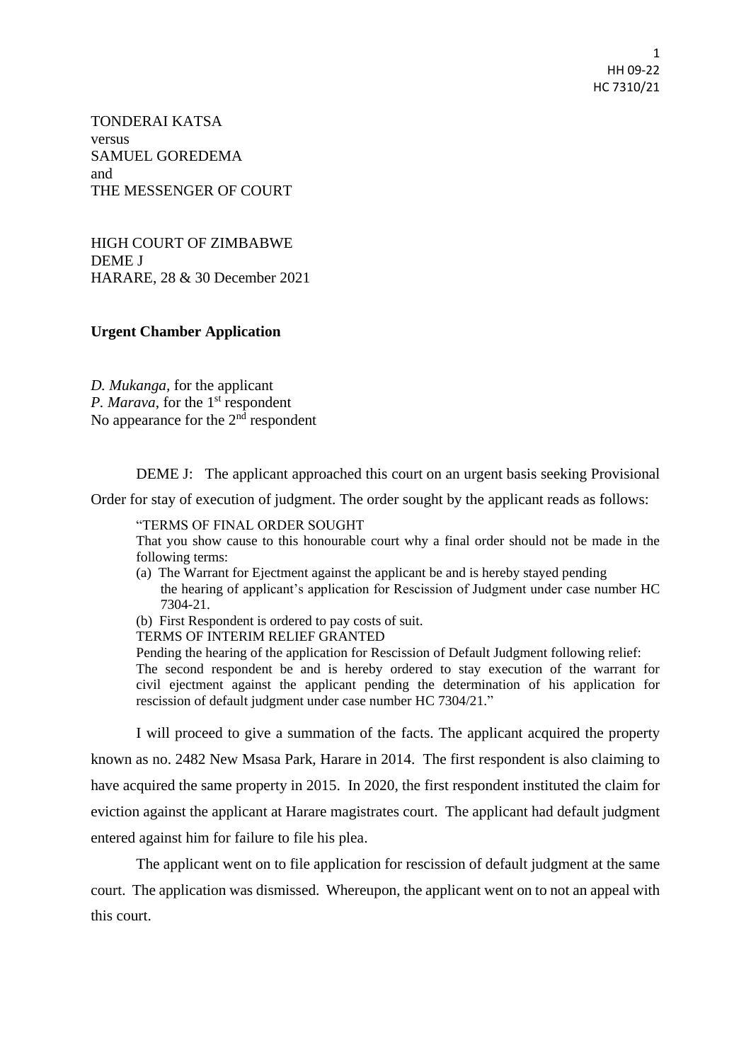TONDERAI KATSA
versus
SAMUEL GOREDEMA
and
THE MESSENGER OF COURT

HIGH COURT OF ZIMBABWE
DEME J
HARARE, 28 & 30 December 2021

**Urgent Chamber Application**

*D. Mukanga*, for the applicant
*P. Marava*, for the 1st respondent
No appearance for the 2nd respondent

DEME J: The applicant approached this court on an urgent basis seeking Provisional Order for stay of execution of judgment. The order sought by the applicant reads as follows:

> "TERMS OF FINAL ORDER SOUGHT
> That you show cause to this honourable court why a final order should not be made in the following terms:
> (a) The Warrant for Ejectment against the applicant be and is hereby stayed pending the hearing of applicant's application for Rescission of Judgment under case number HC 7304-21.
> (b) First Respondent is ordered to pay costs of suit.
> TERMS OF INTERIM RELIEF GRANTED
> Pending the hearing of the application for Rescission of Default Judgment following relief:
> The second respondent be and is hereby ordered to stay execution of the warrant for civil ejectment against the applicant pending the determination of his application for rescission of default judgment under case number HC 7304/21."

I will proceed to give a summation of the facts. The applicant acquired the property known as no. 2482 New Msasa Park, Harare in 2014. The first respondent is also claiming to have acquired the same property in 2015. In 2020, the first respondent instituted the claim for eviction against the applicant at Harare magistrates court. The applicant had default judgment entered against him for failure to file his plea.

The applicant went on to file application for rescission of default judgment at the same court. The application was dismissed. Whereupon, the applicant went on to not an appeal with this court.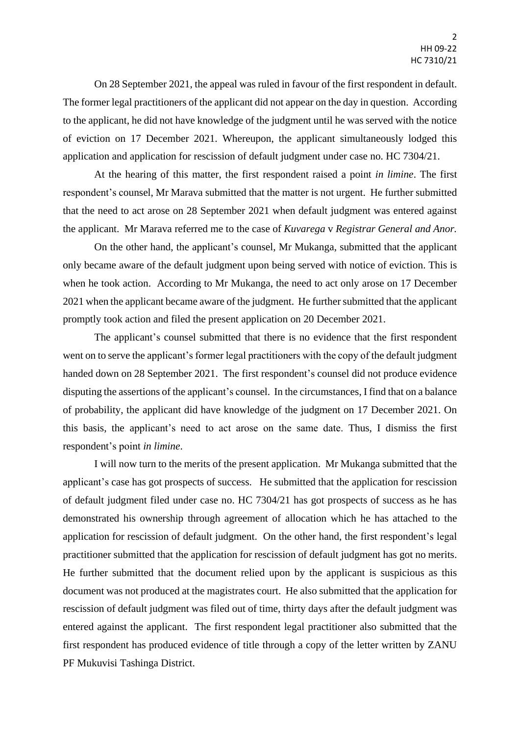On 28 September 2021, the appeal was ruled in favour of the first respondent in default. The former legal practitioners of the applicant did not appear on the day in question. According to the applicant, he did not have knowledge of the judgment until he was served with the notice of eviction on 17 December 2021. Whereupon, the applicant simultaneously lodged this application and application for rescission of default judgment under case no. HC 7304/21.

At the hearing of this matter, the first respondent raised a point *in limine*. The first respondent's counsel, Mr Marava submitted that the matter is not urgent. He further submitted that the need to act arose on 28 September 2021 when default judgment was entered against the applicant. Mr Marava referred me to the case of *Kuvarega* v *Registrar General and Anor.*

On the other hand, the applicant's counsel, Mr Mukanga, submitted that the applicant only became aware of the default judgment upon being served with notice of eviction. This is when he took action. According to Mr Mukanga, the need to act only arose on 17 December 2021 when the applicant became aware of the judgment. He further submitted that the applicant promptly took action and filed the present application on 20 December 2021.

The applicant's counsel submitted that there is no evidence that the first respondent went on to serve the applicant's former legal practitioners with the copy of the default judgment handed down on 28 September 2021. The first respondent's counsel did not produce evidence disputing the assertions of the applicant's counsel. In the circumstances, I find that on a balance of probability, the applicant did have knowledge of the judgment on 17 December 2021. On this basis, the applicant's need to act arose on the same date. Thus, I dismiss the first respondent's point *in limine*.

I will now turn to the merits of the present application. Mr Mukanga submitted that the applicant's case has got prospects of success. He submitted that the application for rescission of default judgment filed under case no. HC 7304/21 has got prospects of success as he has demonstrated his ownership through agreement of allocation which he has attached to the application for rescission of default judgment. On the other hand, the first respondent's legal practitioner submitted that the application for rescission of default judgment has got no merits. He further submitted that the document relied upon by the applicant is suspicious as this document was not produced at the magistrates court. He also submitted that the application for rescission of default judgment was filed out of time, thirty days after the default judgment was entered against the applicant. The first respondent legal practitioner also submitted that the first respondent has produced evidence of title through a copy of the letter written by ZANU PF Mukuvisi Tashinga District.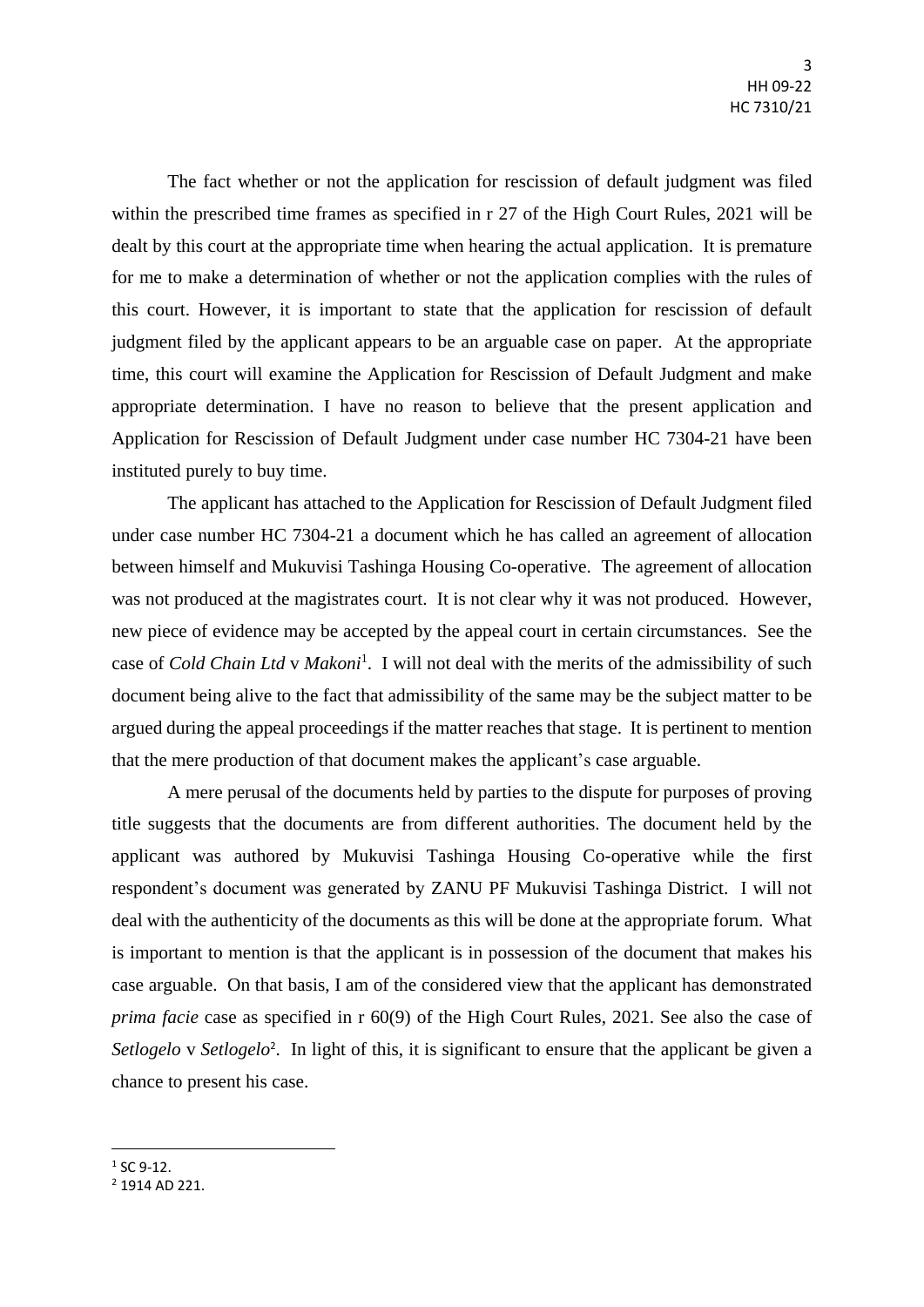The fact whether or not the application for rescission of default judgment was filed within the prescribed time frames as specified in r 27 of the High Court Rules, 2021 will be dealt by this court at the appropriate time when hearing the actual application. It is premature for me to make a determination of whether or not the application complies with the rules of this court. However, it is important to state that the application for rescission of default judgment filed by the applicant appears to be an arguable case on paper. At the appropriate time, this court will examine the Application for Rescission of Default Judgment and make appropriate determination. I have no reason to believe that the present application and Application for Rescission of Default Judgment under case number HC 7304-21 have been instituted purely to buy time.

The applicant has attached to the Application for Rescission of Default Judgment filed under case number HC 7304-21 a document which he has called an agreement of allocation between himself and Mukuvisi Tashinga Housing Co-operative. The agreement of allocation was not produced at the magistrates court. It is not clear why it was not produced. However, new piece of evidence may be accepted by the appeal court in certain circumstances. See the case of *Cold Chain Ltd* v *Makoni*[1]. I will not deal with the merits of the admissibility of such document being alive to the fact that admissibility of the same may be the subject matter to be argued during the appeal proceedings if the matter reaches that stage. It is pertinent to mention that the mere production of that document makes the applicant's case arguable.

A mere perusal of the documents held by parties to the dispute for purposes of proving title suggests that the documents are from different authorities. The document held by the applicant was authored by Mukuvisi Tashinga Housing Co-operative while the first respondent's document was generated by ZANU PF Mukuvisi Tashinga District. I will not deal with the authenticity of the documents as this will be done at the appropriate forum. What is important to mention is that the applicant is in possession of the document that makes his case arguable. On that basis, I am of the considered view that the applicant has demonstrated *prima facie* case as specified in r 60(9) of the High Court Rules, 2021. See also the case of *Setlogelo* v *Setlogelo*[2]. In light of this, it is significant to ensure that the applicant be given a chance to present his case.

---

[1] SC 9-12.

[2] 1914 AD 221.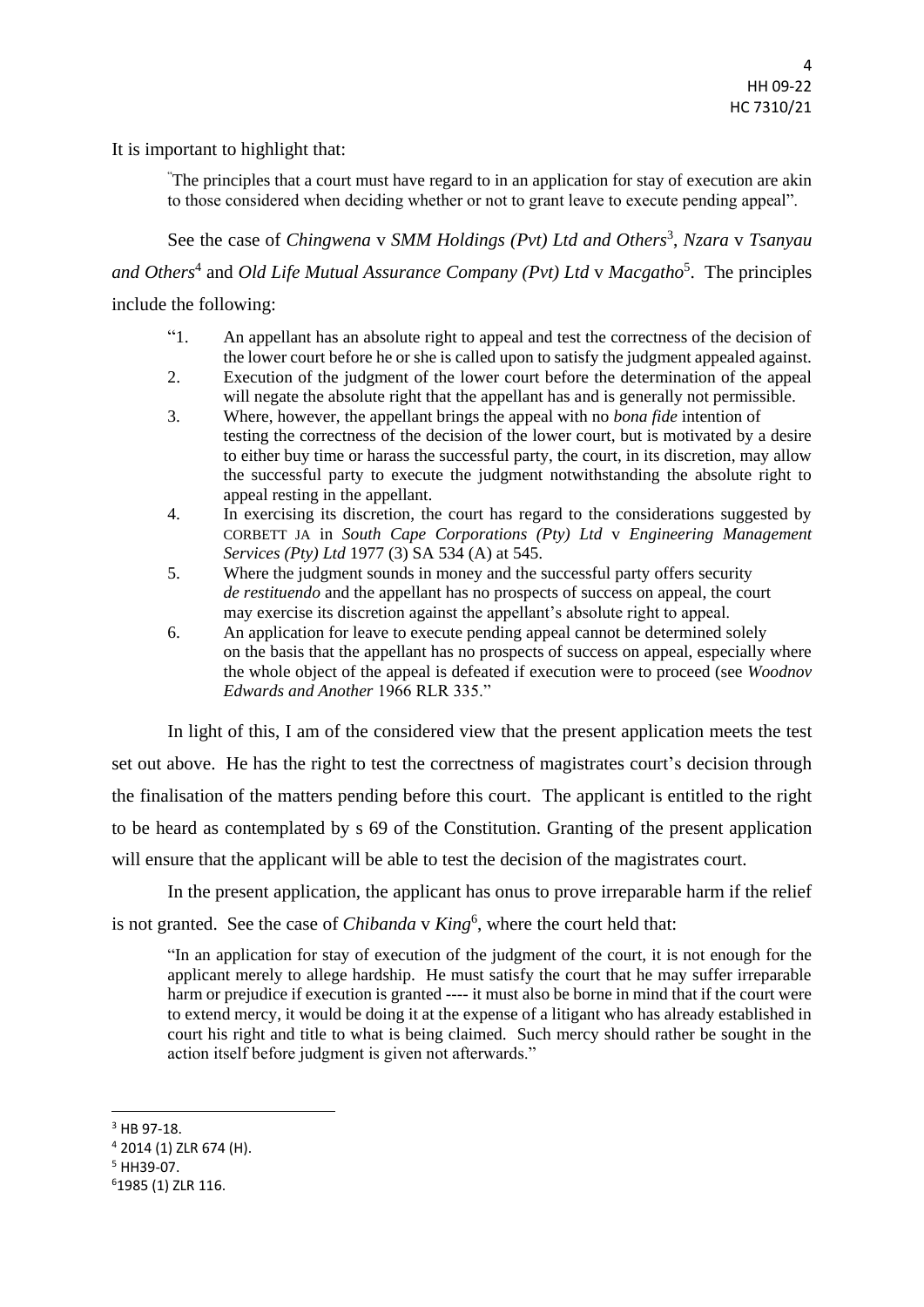It is important to highlight that:

> "The principles that a court must have regard to in an application for stay of execution are akin to those considered when deciding whether or not to grant leave to execute pending appeal".

See the case of *Chingwena* v *SMM Holdings (Pvt) Ltd and Others*[3], *Nzara* v *Tsanyau and Others*[4] and *Old Life Mutual Assurance Company (Pvt) Ltd* v *Macgatho*[5]. The principles include the following:

> "1. An appellant has an absolute right to appeal and test the correctness of the decision of the lower court before he or she is called upon to satisfy the judgment appealed against.
>
> 2. Execution of the judgment of the lower court before the determination of the appeal will negate the absolute right that the appellant has and is generally not permissible.
>
> 3. Where, however, the appellant brings the appeal with no *bona fide* intention of testing the correctness of the decision of the lower court, but is motivated by a desire to either buy time or harass the successful party, the court, in its discretion, may allow the successful party to execute the judgment notwithstanding the absolute right to appeal resting in the appellant.
>
> 4. In exercising its discretion, the court has regard to the considerations suggested by CORBETT JA in *South Cape Corporations (Pty) Ltd* v *Engineering Management Services (Pty) Ltd* 1977 (3) SA 534 (A) at 545.
>
> 5. Where the judgment sounds in money and the successful party offers security *de restituendo* and the appellant has no prospects of success on appeal, the court may exercise its discretion against the appellant's absolute right to appeal.
>
> 6. An application for leave to execute pending appeal cannot be determined solely on the basis that the appellant has no prospects of success on appeal, especially where the whole object of the appeal is defeated if execution were to proceed (see *Woodnov Edwards and Another* 1966 RLR 335."

In light of this, I am of the considered view that the present application meets the test set out above. He has the right to test the correctness of magistrates court's decision through the finalisation of the matters pending before this court. The applicant is entitled to the right to be heard as contemplated by s 69 of the Constitution. Granting of the present application will ensure that the applicant will be able to test the decision of the magistrates court.

In the present application, the applicant has onus to prove irreparable harm if the relief is not granted. See the case of *Chibanda* v *King*[6], where the court held that:

> "In an application for stay of execution of the judgment of the court, it is not enough for the applicant merely to allege hardship. He must satisfy the court that he may suffer irreparable harm or prejudice if execution is granted ---- it must also be borne in mind that if the court were to extend mercy, it would be doing it at the expense of a litigant who has already established in court his right and title to what is being claimed. Such mercy should rather be sought in the action itself before judgment is given not afterwards."

---

[3] HB 97-18.

[4] 2014 (1) ZLR 674 (H).

[5] HH39-07.

[6] 1985 (1) ZLR 116.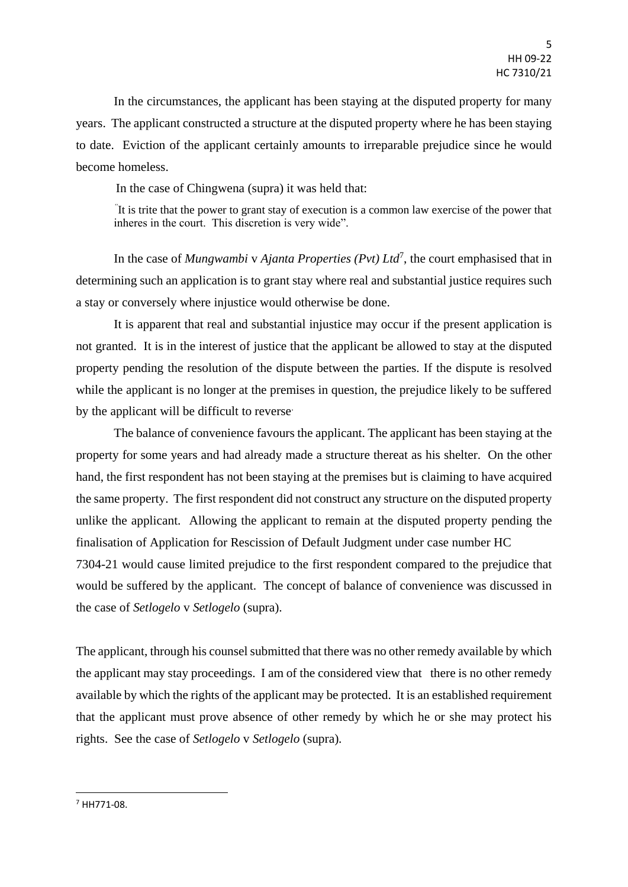In the circumstances, the applicant has been staying at the disputed property for many years. The applicant constructed a structure at the disputed property where he has been staying to date. Eviction of the applicant certainly amounts to irreparable prejudice since he would become homeless.

In the case of Chingwena (supra) it was held that:

> "It is trite that the power to grant stay of execution is a common law exercise of the power that inheres in the court. This discretion is very wide".

In the case of *Mungwambi* v *Ajanta Properties (Pvt) Ltd*[7], the court emphasised that in determining such an application is to grant stay where real and substantial justice requires such a stay or conversely where injustice would otherwise be done.

It is apparent that real and substantial injustice may occur if the present application is not granted. It is in the interest of justice that the applicant be allowed to stay at the disputed property pending the resolution of the dispute between the parties. If the dispute is resolved while the applicant is no longer at the premises in question, the prejudice likely to be suffered by the applicant will be difficult to reverse.

The balance of convenience favours the applicant. The applicant has been staying at the property for some years and had already made a structure thereat as his shelter. On the other hand, the first respondent has not been staying at the premises but is claiming to have acquired the same property. The first respondent did not construct any structure on the disputed property unlike the applicant. Allowing the applicant to remain at the disputed property pending the finalisation of Application for Rescission of Default Judgment under case number HC 7304-21 would cause limited prejudice to the first respondent compared to the prejudice that would be suffered by the applicant. The concept of balance of convenience was discussed in the case of *Setlogelo* v *Setlogelo* (supra).

The applicant, through his counsel submitted that there was no other remedy available by which the applicant may stay proceedings. I am of the considered view that there is no other remedy available by which the rights of the applicant may be protected. It is an established requirement that the applicant must prove absence of other remedy by which he or she may protect his rights. See the case of *Setlogelo* v *Setlogelo* (supra).

---

[7] HH771-08.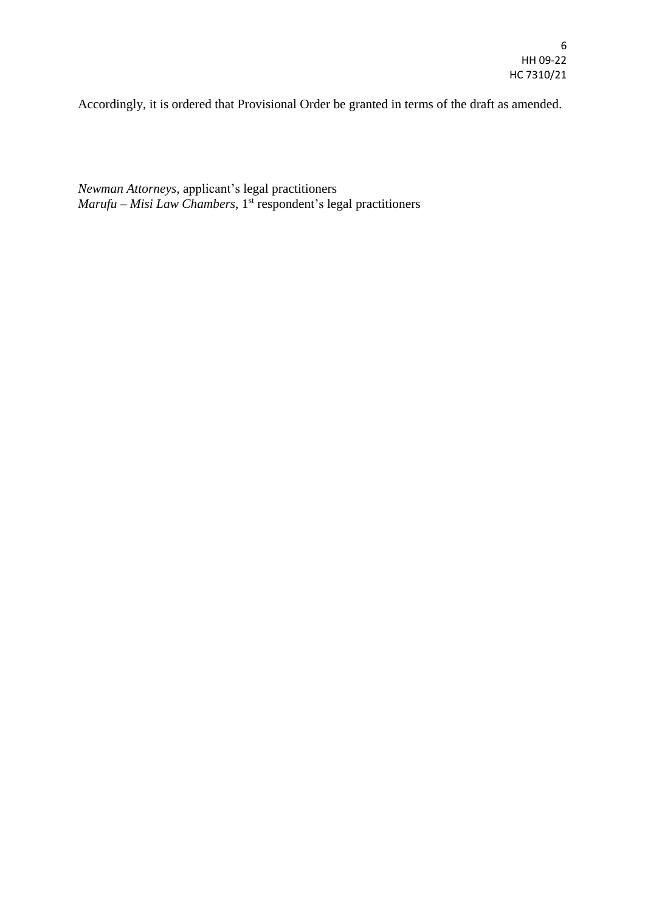Accordingly, it is ordered that Provisional Order be granted in terms of the draft as amended.

*Newman Attorneys*, applicant's legal practitioners
*Marufu – Misi Law Chambers*, 1st respondent's legal practitioners